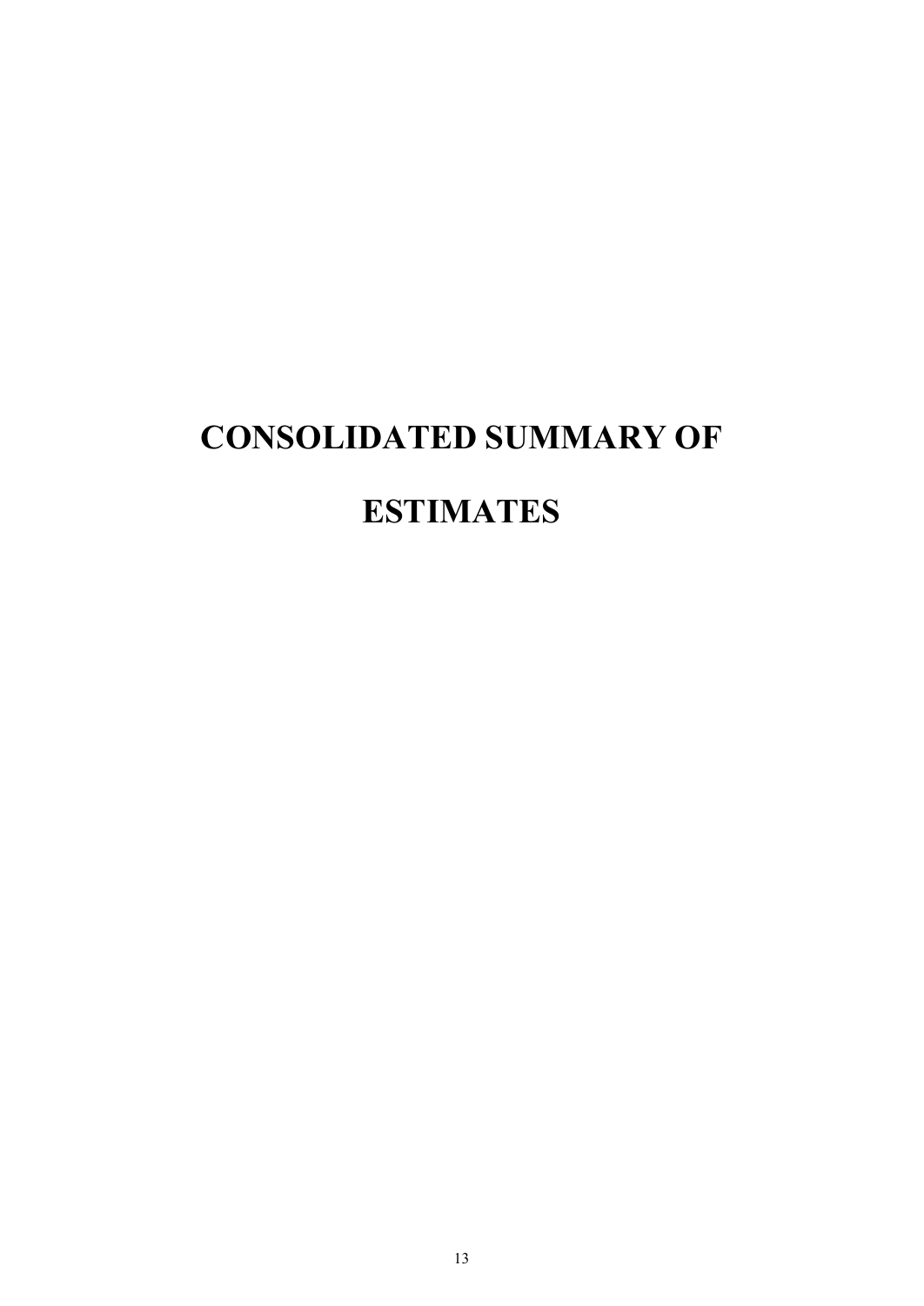# CONSOLIDATED SUMMARY OF ESTIMATES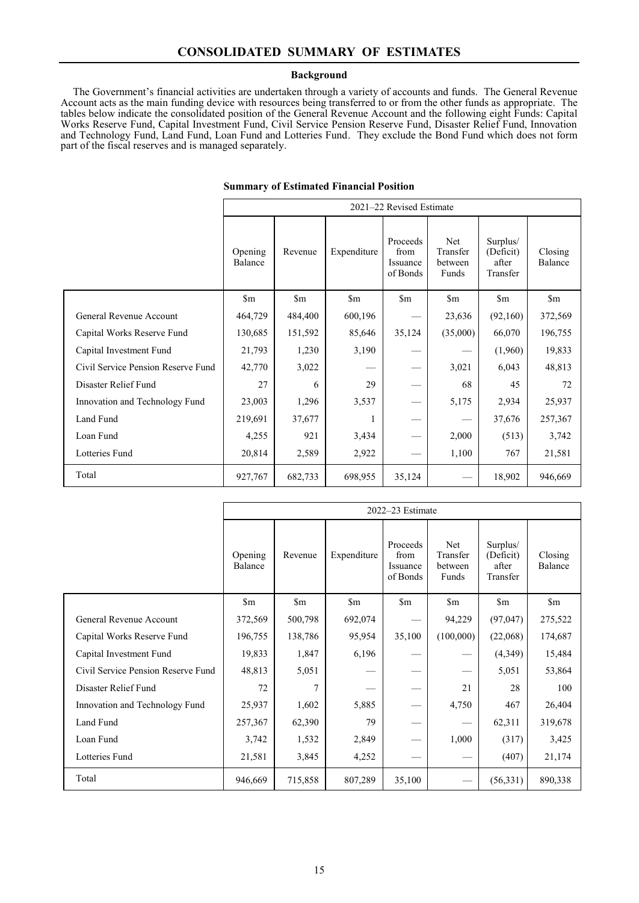# CONSOLIDATED SUMMARY OF ESTIMATES

## Background

The Government's financial activities are undertaken through a variety of accounts and funds. The General Revenue Account acts as the main funding device with resources being transferred to or from the other funds as appropriate. The tables below indicate the consolidated position of the General Revenue Account and the following eight Funds: Capital Works Reserve Fund, Capital Investment Fund, Civil Service Pension Reserve Fund, Disaster Relief Fund, Innovation and Technology Fund, Land Fund, Loan Fund and Lotteries Fund. They exclude the Bond Fund which does not form part of the fiscal reserves and is managed separately.

### Summary of Estimated Financial Position

| | 2021–22 Revised Estimate | | | | | | |
|---|---|---|---|---|---|---|---|
| | Opening Balance | Revenue | Expenditure | Proceeds from Issuance of Bonds | Net Transfer between Funds | Surplus/ (Deficit) after Transfer | Closing Balance |
| | $m | $m | $m | $m | $m | $m | $m |
| General Revenue Account | 464,729 | 484,400 | 600,196 | — | 23,636 | (92,160) | 372,569 |
| Capital Works Reserve Fund | 130,685 | 151,592 | 85,646 | 35,124 | (35,000) | 66,070 | 196,755 |
| Capital Investment Fund | 21,793 | 1,230 | 3,190 | — | — | (1,960) | 19,833 |
| Civil Service Pension Reserve Fund | 42,770 | 3,022 | — | — | 3,021 | 6,043 | 48,813 |
| Disaster Relief Fund | 27 | 6 | 29 | — | 68 | 45 | 72 |
| Innovation and Technology Fund | 23,003 | 1,296 | 3,537 | — | 5,175 | 2,934 | 25,937 |
| Land Fund | 219,691 | 37,677 | 1 | — | — | 37,676 | 257,367 |
| Loan Fund | 4,255 | 921 | 3,434 | — | 2,000 | (513) | 3,742 |
| Lotteries Fund | 20,814 | 2,589 | 2,922 | — | 1,100 | 767 | 21,581 |
| Total | 927,767 | 682,733 | 698,955 | 35,124 | — | 18,902 | 946,669 |

| | 2022–23 Estimate | | | | | | |
|---|---|---|---|---|---|---|---|
| | Opening Balance | Revenue | Expenditure | Proceeds from Issuance of Bonds | Net Transfer between Funds | Surplus/ (Deficit) after Transfer | Closing Balance |
| | $m | $m | $m | $m | $m | $m | $m |
| General Revenue Account | 372,569 | 500,798 | 692,074 | — | 94,229 | (97,047) | 275,522 |
| Capital Works Reserve Fund | 196,755 | 138,786 | 95,954 | 35,100 | (100,000) | (22,068) | 174,687 |
| Capital Investment Fund | 19,833 | 1,847 | 6,196 | — | — | (4,349) | 15,484 |
| Civil Service Pension Reserve Fund | 48,813 | 5,051 | — | — | — | 5,051 | 53,864 |
| Disaster Relief Fund | 72 | 7 | — | — | 21 | 28 | 100 |
| Innovation and Technology Fund | 25,937 | 1,602 | 5,885 | — | 4,750 | 467 | 26,404 |
| Land Fund | 257,367 | 62,390 | 79 | — | — | 62,311 | 319,678 |
| Loan Fund | 3,742 | 1,532 | 2,849 | — | 1,000 | (317) | 3,425 |
| Lotteries Fund | 21,581 | 3,845 | 4,252 | — | — | (407) | 21,174 |
| Total | 946,669 | 715,858 | 807,289 | 35,100 | — | (56,331) | 890,338 |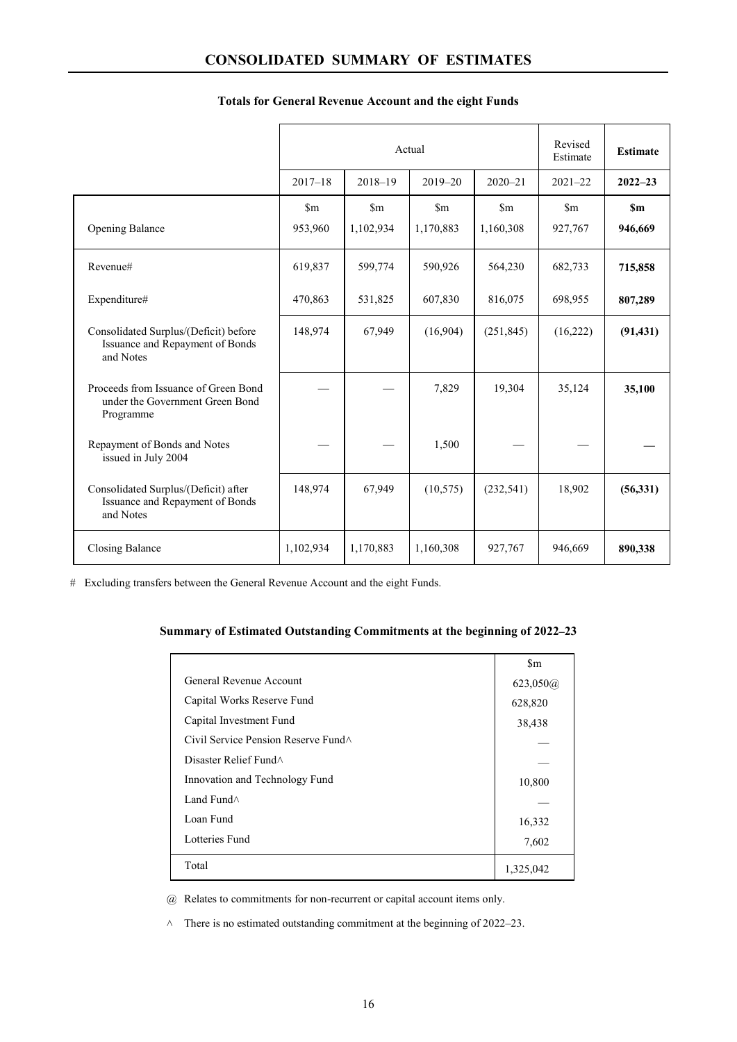# CONSOLIDATED SUMMARY OF ESTIMATES

### Totals for General Revenue Account and the eight Funds

| | Actual | | | | Revised Estimate | **Estimate** |
|---|---|---|---|---|---|---|
| | 2017–18 | 2018–19 | 2019–20 | 2020–21 | 2021–22 | **2022–23** |
| | $m | $m | $m | $m | $m | **$m** |
| Opening Balance | 953,960 | 1,102,934 | 1,170,883 | 1,160,308 | 927,767 | **946,669** |
| Revenue# | 619,837 | 599,774 | 590,926 | 564,230 | 682,733 | **715,858** |
| Expenditure# | 470,863 | 531,825 | 607,830 | 816,075 | 698,955 | **807,289** |
| Consolidated Surplus/(Deficit) before Issuance and Repayment of Bonds and Notes | 148,974 | 67,949 | (16,904) | (251,845) | (16,222) | **(91,431)** |
| Proceeds from Issuance of Green Bond under the Government Green Bond Programme | — | — | 7,829 | 19,304 | 35,124 | **35,100** |
| Repayment of Bonds and Notes issued in July 2004 | — | — | 1,500 | — | — | **—** |
| Consolidated Surplus/(Deficit) after Issuance and Repayment of Bonds and Notes | 148,974 | 67,949 | (10,575) | (232,541) | 18,902 | **(56,331)** |
| Closing Balance | 1,102,934 | 1,170,883 | 1,160,308 | 927,767 | 946,669 | **890,338** |

\# Excluding transfers between the General Revenue Account and the eight Funds.

### Summary of Estimated Outstanding Commitments at the beginning of 2022–23

| | $m |
|---|---|
| General Revenue Account | 623,050@ |
| Capital Works Reserve Fund | 628,820 |
| Capital Investment Fund | 38,438 |
| Civil Service Pension Reserve Fund^ | — |
| Disaster Relief Fund^ | — |
| Innovation and Technology Fund | 10,800 |
| Land Fund^ | — |
| Loan Fund | 16,332 |
| Lotteries Fund | 7,602 |
| Total | 1,325,042 |

@ Relates to commitments for non-recurrent or capital account items only.

^ There is no estimated outstanding commitment at the beginning of 2022–23.